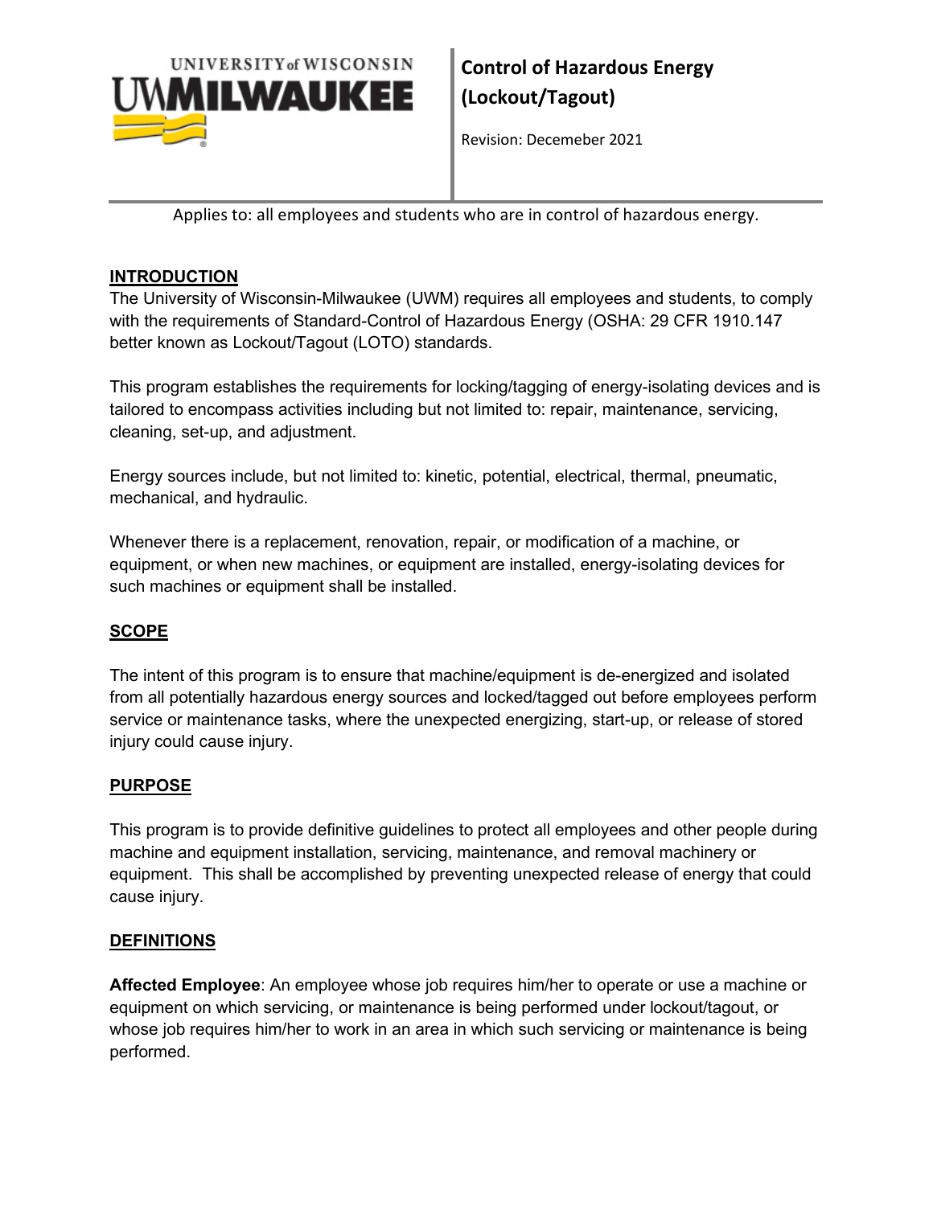UNIVERSITY of WISCONSIN
UWMILWAUKEE

# Control of Hazardous Energy (Lockout/Tagout)

Revision: Decemeber 2021

Applies to: all employees and students who are in control of hazardous energy.

## INTRODUCTION

The University of Wisconsin-Milwaukee (UWM) requires all employees and students, to comply with the requirements of Standard-Control of Hazardous Energy (OSHA: 29 CFR 1910.147 better known as Lockout/Tagout (LOTO) standards.

This program establishes the requirements for locking/tagging of energy-isolating devices and is tailored to encompass activities including but not limited to: repair, maintenance, servicing, cleaning, set-up, and adjustment.

Energy sources include, but not limited to: kinetic, potential, electrical, thermal, pneumatic, mechanical, and hydraulic.

Whenever there is a replacement, renovation, repair, or modification of a machine, or equipment, or when new machines, or equipment are installed, energy-isolating devices for such machines or equipment shall be installed.

## SCOPE

The intent of this program is to ensure that machine/equipment is de-energized and isolated from all potentially hazardous energy sources and locked/tagged out before employees perform service or maintenance tasks, where the unexpected energizing, start-up, or release of stored injury could cause injury.

## PURPOSE

This program is to provide definitive guidelines to protect all employees and other people during machine and equipment installation, servicing, maintenance, and removal machinery or equipment. This shall be accomplished by preventing unexpected release of energy that could cause injury.

## DEFINITIONS

**Affected Employee**: An employee whose job requires him/her to operate or use a machine or equipment on which servicing, or maintenance is being performed under lockout/tagout, or whose job requires him/her to work in an area in which such servicing or maintenance is being performed.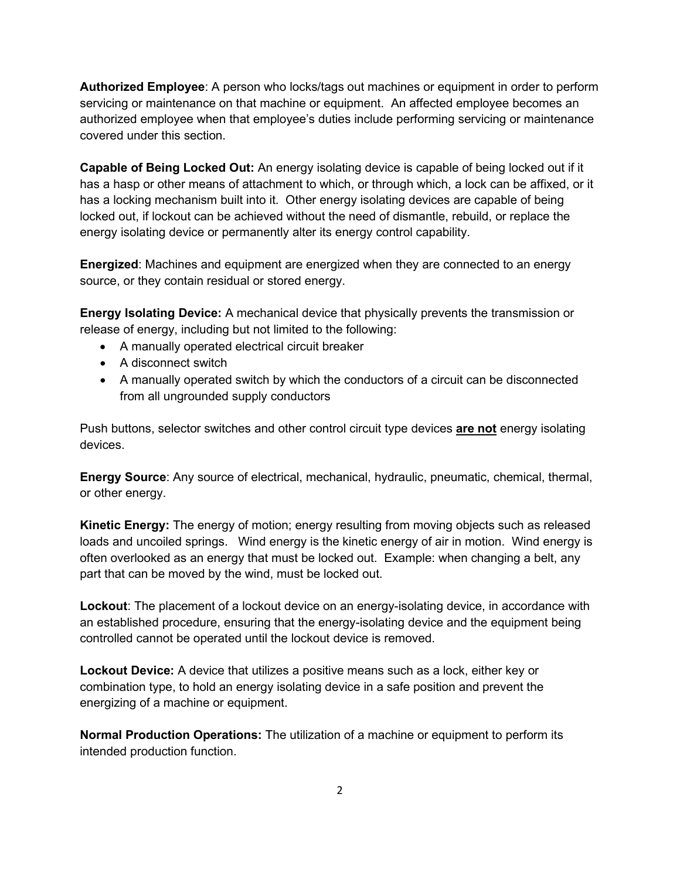**Authorized Employee**: A person who locks/tags out machines or equipment in order to perform servicing or maintenance on that machine or equipment. An affected employee becomes an authorized employee when that employee's duties include performing servicing or maintenance covered under this section.

**Capable of Being Locked Out:** An energy isolating device is capable of being locked out if it has a hasp or other means of attachment to which, or through which, a lock can be affixed, or it has a locking mechanism built into it. Other energy isolating devices are capable of being locked out, if lockout can be achieved without the need of dismantle, rebuild, or replace the energy isolating device or permanently alter its energy control capability.

**Energized**: Machines and equipment are energized when they are connected to an energy source, or they contain residual or stored energy.

**Energy Isolating Device:** A mechanical device that physically prevents the transmission or release of energy, including but not limited to the following:

- A manually operated electrical circuit breaker
- A disconnect switch
- A manually operated switch by which the conductors of a circuit can be disconnected from all ungrounded supply conductors

Push buttons, selector switches and other control circuit type devices **<u>are not</u>** energy isolating devices.

**Energy Source**: Any source of electrical, mechanical, hydraulic, pneumatic, chemical, thermal, or other energy.

**Kinetic Energy:** The energy of motion; energy resulting from moving objects such as released loads and uncoiled springs. Wind energy is the kinetic energy of air in motion. Wind energy is often overlooked as an energy that must be locked out. Example: when changing a belt, any part that can be moved by the wind, must be locked out.

**Lockout**: The placement of a lockout device on an energy-isolating device, in accordance with an established procedure, ensuring that the energy-isolating device and the equipment being controlled cannot be operated until the lockout device is removed.

**Lockout Device:** A device that utilizes a positive means such as a lock, either key or combination type, to hold an energy isolating device in a safe position and prevent the energizing of a machine or equipment.

**Normal Production Operations:** The utilization of a machine or equipment to perform its intended production function.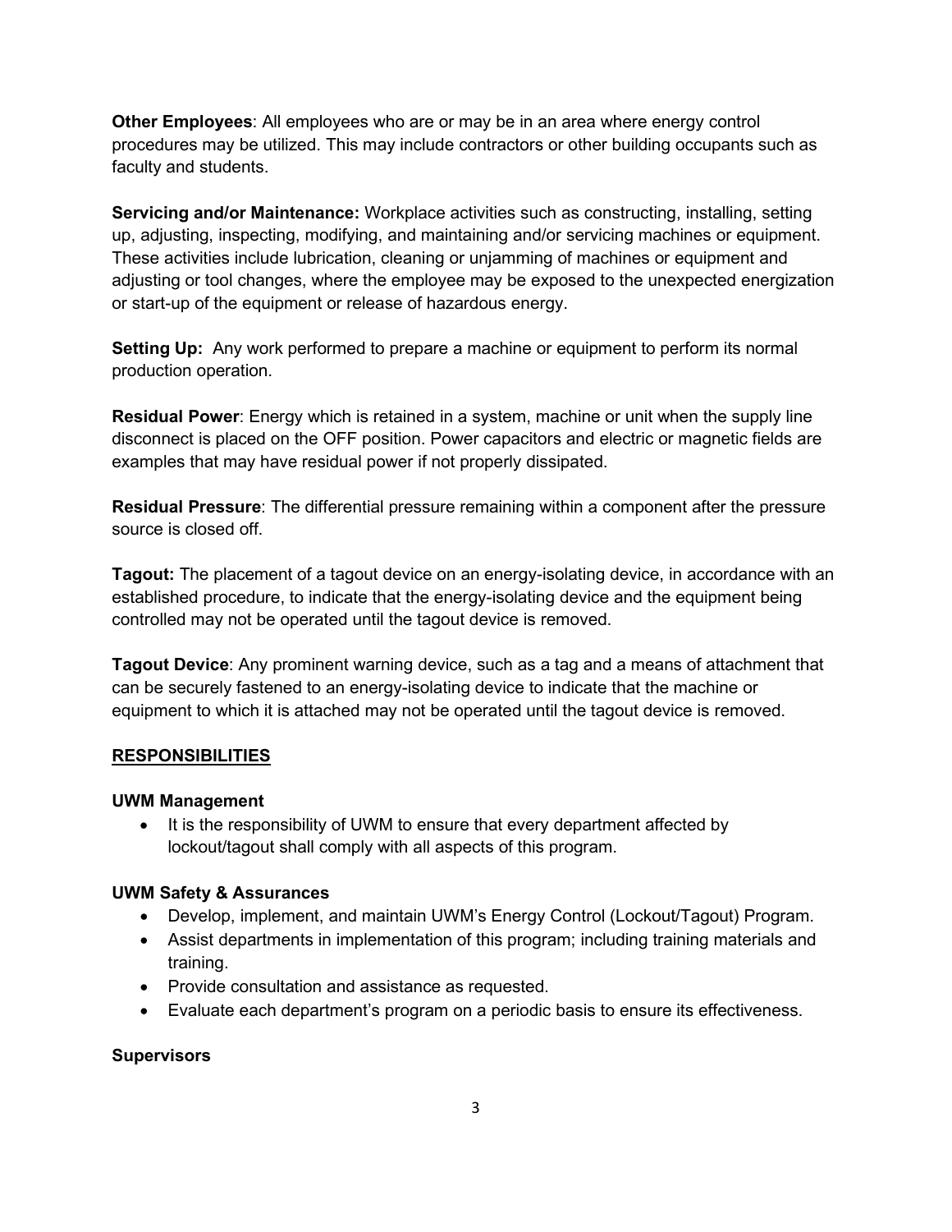**Other Employees**: All employees who are or may be in an area where energy control procedures may be utilized. This may include contractors or other building occupants such as faculty and students.

**Servicing and/or Maintenance:** Workplace activities such as constructing, installing, setting up, adjusting, inspecting, modifying, and maintaining and/or servicing machines or equipment. These activities include lubrication, cleaning or unjamming of machines or equipment and adjusting or tool changes, where the employee may be exposed to the unexpected energization or start-up of the equipment or release of hazardous energy.

**Setting Up:** Any work performed to prepare a machine or equipment to perform its normal production operation.

**Residual Power**: Energy which is retained in a system, machine or unit when the supply line disconnect is placed on the OFF position. Power capacitors and electric or magnetic fields are examples that may have residual power if not properly dissipated.

**Residual Pressure**: The differential pressure remaining within a component after the pressure source is closed off.

**Tagout:** The placement of a tagout device on an energy-isolating device, in accordance with an established procedure, to indicate that the energy-isolating device and the equipment being controlled may not be operated until the tagout device is removed.

**Tagout Device**: Any prominent warning device, such as a tag and a means of attachment that can be securely fastened to an energy-isolating device to indicate that the machine or equipment to which it is attached may not be operated until the tagout device is removed.

## RESPONSIBILITIES

**UWM Management**

- It is the responsibility of UWM to ensure that every department affected by lockout/tagout shall comply with all aspects of this program.

**UWM Safety & Assurances**

- Develop, implement, and maintain UWM's Energy Control (Lockout/Tagout) Program.
- Assist departments in implementation of this program; including training materials and training.
- Provide consultation and assistance as requested.
- Evaluate each department's program on a periodic basis to ensure its effectiveness.

**Supervisors**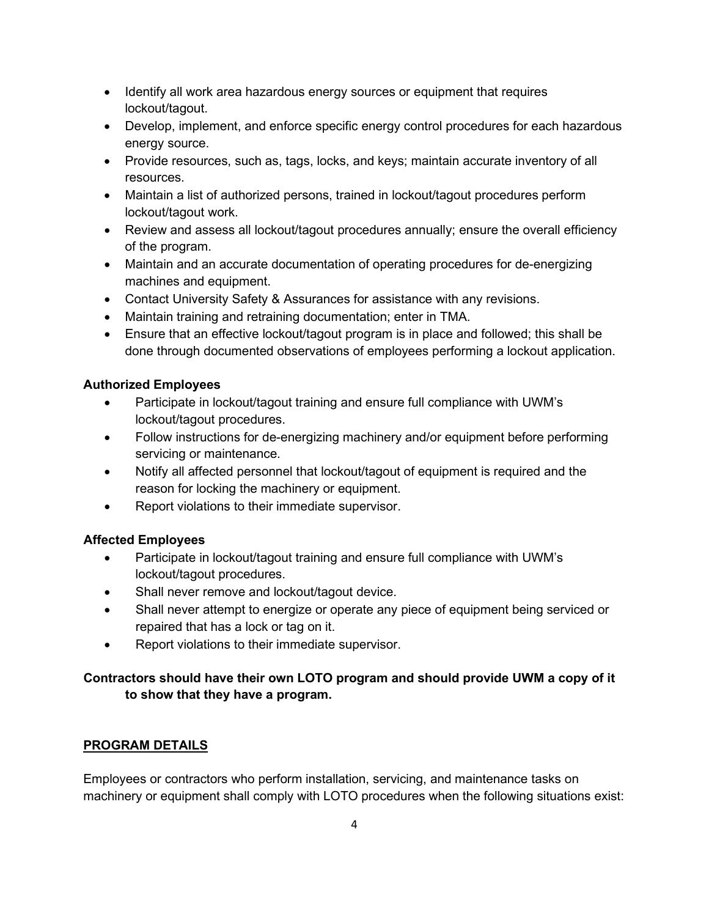- Identify all work area hazardous energy sources or equipment that requires lockout/tagout.
- Develop, implement, and enforce specific energy control procedures for each hazardous energy source.
- Provide resources, such as, tags, locks, and keys; maintain accurate inventory of all resources.
- Maintain a list of authorized persons, trained in lockout/tagout procedures perform lockout/tagout work.
- Review and assess all lockout/tagout procedures annually; ensure the overall efficiency of the program.
- Maintain and an accurate documentation of operating procedures for de-energizing machines and equipment.
- Contact University Safety & Assurances for assistance with any revisions.
- Maintain training and retraining documentation; enter in TMA.
- Ensure that an effective lockout/tagout program is in place and followed; this shall be done through documented observations of employees performing a lockout application.

**Authorized Employees**

- Participate in lockout/tagout training and ensure full compliance with UWM's lockout/tagout procedures.
- Follow instructions for de-energizing machinery and/or equipment before performing servicing or maintenance.
- Notify all affected personnel that lockout/tagout of equipment is required and the reason for locking the machinery or equipment.
- Report violations to their immediate supervisor.

**Affected Employees**

- Participate in lockout/tagout training and ensure full compliance with UWM's lockout/tagout procedures.
- Shall never remove and lockout/tagout device.
- Shall never attempt to energize or operate any piece of equipment being serviced or repaired that has a lock or tag on it.
- Report violations to their immediate supervisor.

**Contractors should have their own LOTO program and should provide UWM a copy of it to show that they have a program.**

## PROGRAM DETAILS

Employees or contractors who perform installation, servicing, and maintenance tasks on machinery or equipment shall comply with LOTO procedures when the following situations exist: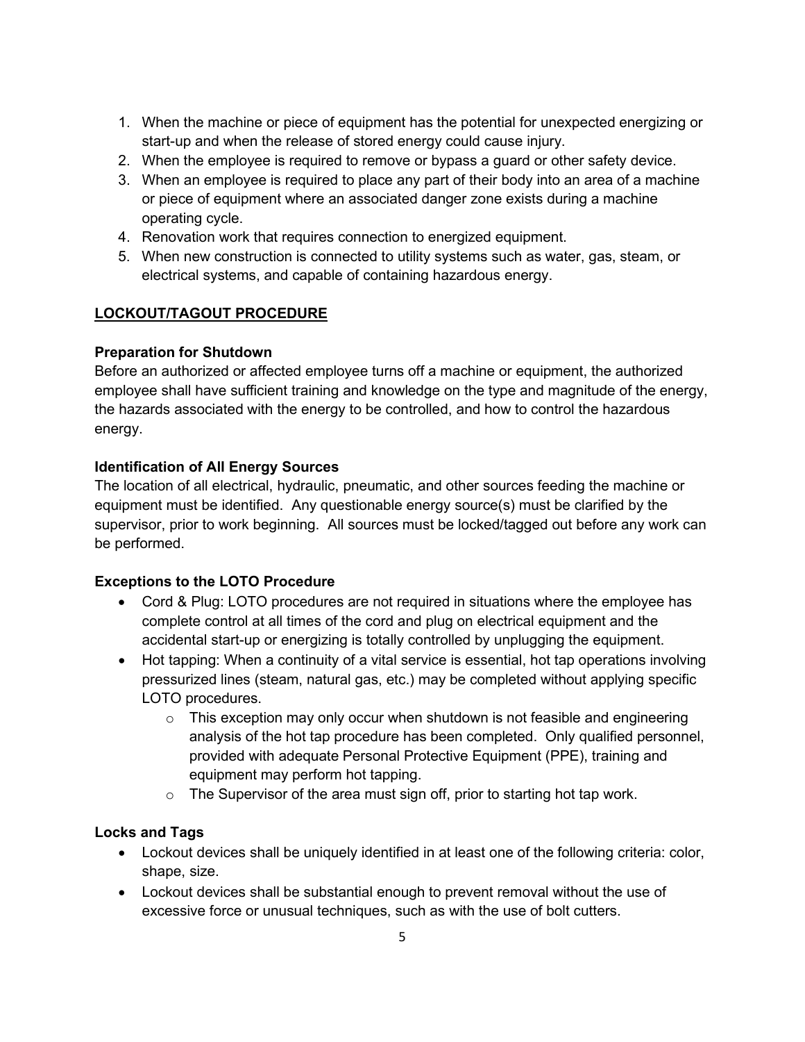1. When the machine or piece of equipment has the potential for unexpected energizing or start-up and when the release of stored energy could cause injury.
2. When the employee is required to remove or bypass a guard or other safety device.
3. When an employee is required to place any part of their body into an area of a machine or piece of equipment where an associated danger zone exists during a machine operating cycle.
4. Renovation work that requires connection to energized equipment.
5. When new construction is connected to utility systems such as water, gas, steam, or electrical systems, and capable of containing hazardous energy.

## LOCKOUT/TAGOUT PROCEDURE

### Preparation for Shutdown

Before an authorized or affected employee turns off a machine or equipment, the authorized employee shall have sufficient training and knowledge on the type and magnitude of the energy, the hazards associated with the energy to be controlled, and how to control the hazardous energy.

### Identification of All Energy Sources

The location of all electrical, hydraulic, pneumatic, and other sources feeding the machine or equipment must be identified. Any questionable energy source(s) must be clarified by the supervisor, prior to work beginning. All sources must be locked/tagged out before any work can be performed.

### Exceptions to the LOTO Procedure

- Cord & Plug: LOTO procedures are not required in situations where the employee has complete control at all times of the cord and plug on electrical equipment and the accidental start-up or energizing is totally controlled by unplugging the equipment.
- Hot tapping: When a continuity of a vital service is essential, hot tap operations involving pressurized lines (steam, natural gas, etc.) may be completed without applying specific LOTO procedures.
  - This exception may only occur when shutdown is not feasible and engineering analysis of the hot tap procedure has been completed. Only qualified personnel, provided with adequate Personal Protective Equipment (PPE), training and equipment may perform hot tapping.
  - The Supervisor of the area must sign off, prior to starting hot tap work.

### Locks and Tags

- Lockout devices shall be uniquely identified in at least one of the following criteria: color, shape, size.
- Lockout devices shall be substantial enough to prevent removal without the use of excessive force or unusual techniques, such as with the use of bolt cutters.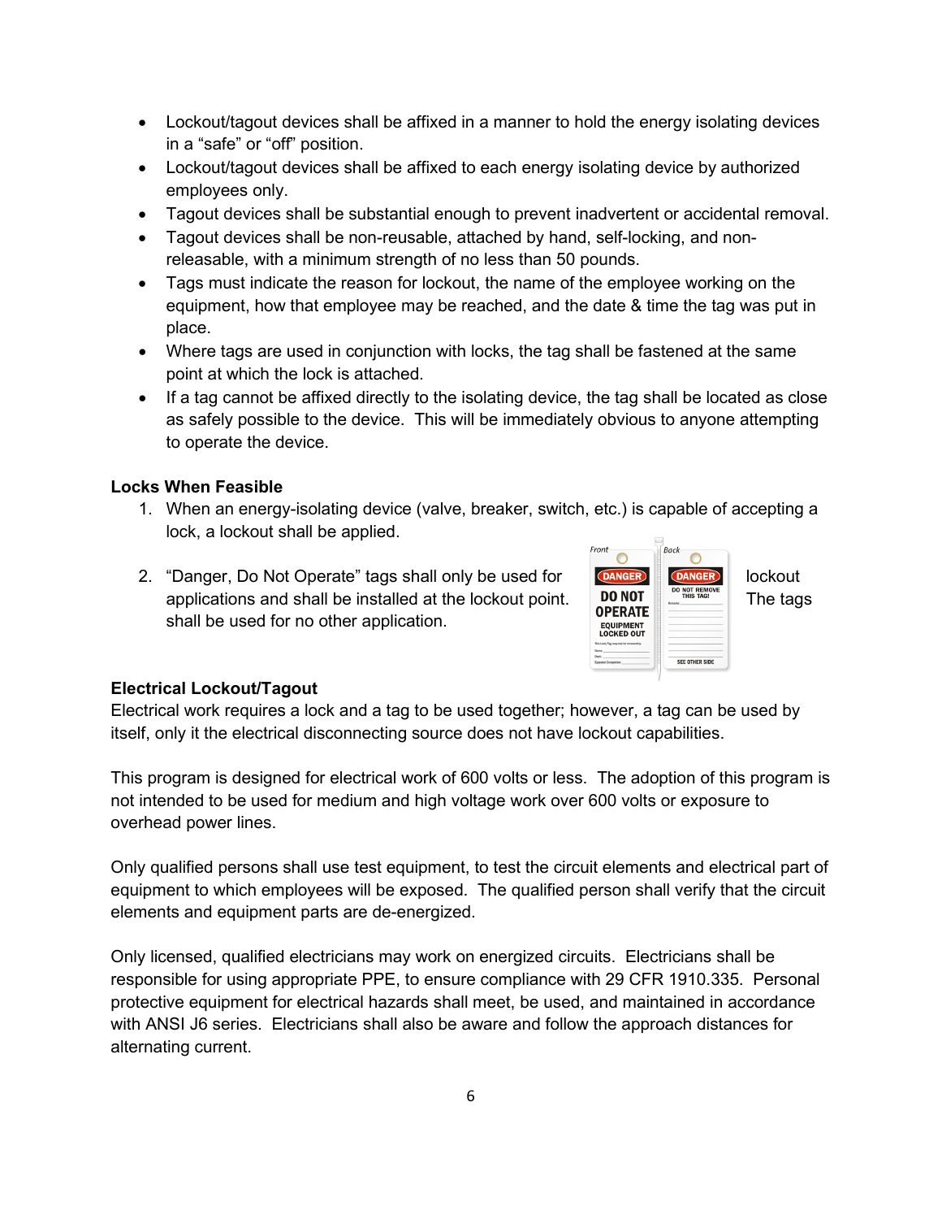- Lockout/tagout devices shall be affixed in a manner to hold the energy isolating devices in a "safe" or "off" position.
- Lockout/tagout devices shall be affixed to each energy isolating device by authorized employees only.
- Tagout devices shall be substantial enough to prevent inadvertent or accidental removal.
- Tagout devices shall be non-reusable, attached by hand, self-locking, and non-releasable, with a minimum strength of no less than 50 pounds.
- Tags must indicate the reason for lockout, the name of the employee working on the equipment, how that employee may be reached, and the date & time the tag was put in place.
- Where tags are used in conjunction with locks, the tag shall be fastened at the same point at which the lock is attached.
- If a tag cannot be affixed directly to the isolating device, the tag shall be located as close as safely possible to the device. This will be immediately obvious to anyone attempting to operate the device.

**Locks When Feasible**

1. When an energy-isolating device (valve, breaker, switch, etc.) is capable of accepting a lock, a lockout shall be applied.
2. "Danger, Do Not Operate" tags shall only be used for lockout applications and shall be installed at the lockout point. The tags shall be used for no other application.

**Electrical Lockout/Tagout**

Electrical work requires a lock and a tag to be used together; however, a tag can be used by itself, only it the electrical disconnecting source does not have lockout capabilities.

This program is designed for electrical work of 600 volts or less. The adoption of this program is not intended to be used for medium and high voltage work over 600 volts or exposure to overhead power lines.

Only qualified persons shall use test equipment, to test the circuit elements and electrical part of equipment to which employees will be exposed. The qualified person shall verify that the circuit elements and equipment parts are de-energized.

Only licensed, qualified electricians may work on energized circuits. Electricians shall be responsible for using appropriate PPE, to ensure compliance with 29 CFR 1910.335. Personal protective equipment for electrical hazards shall meet, be used, and maintained in accordance with ANSI J6 series. Electricians shall also be aware and follow the approach distances for alternating current.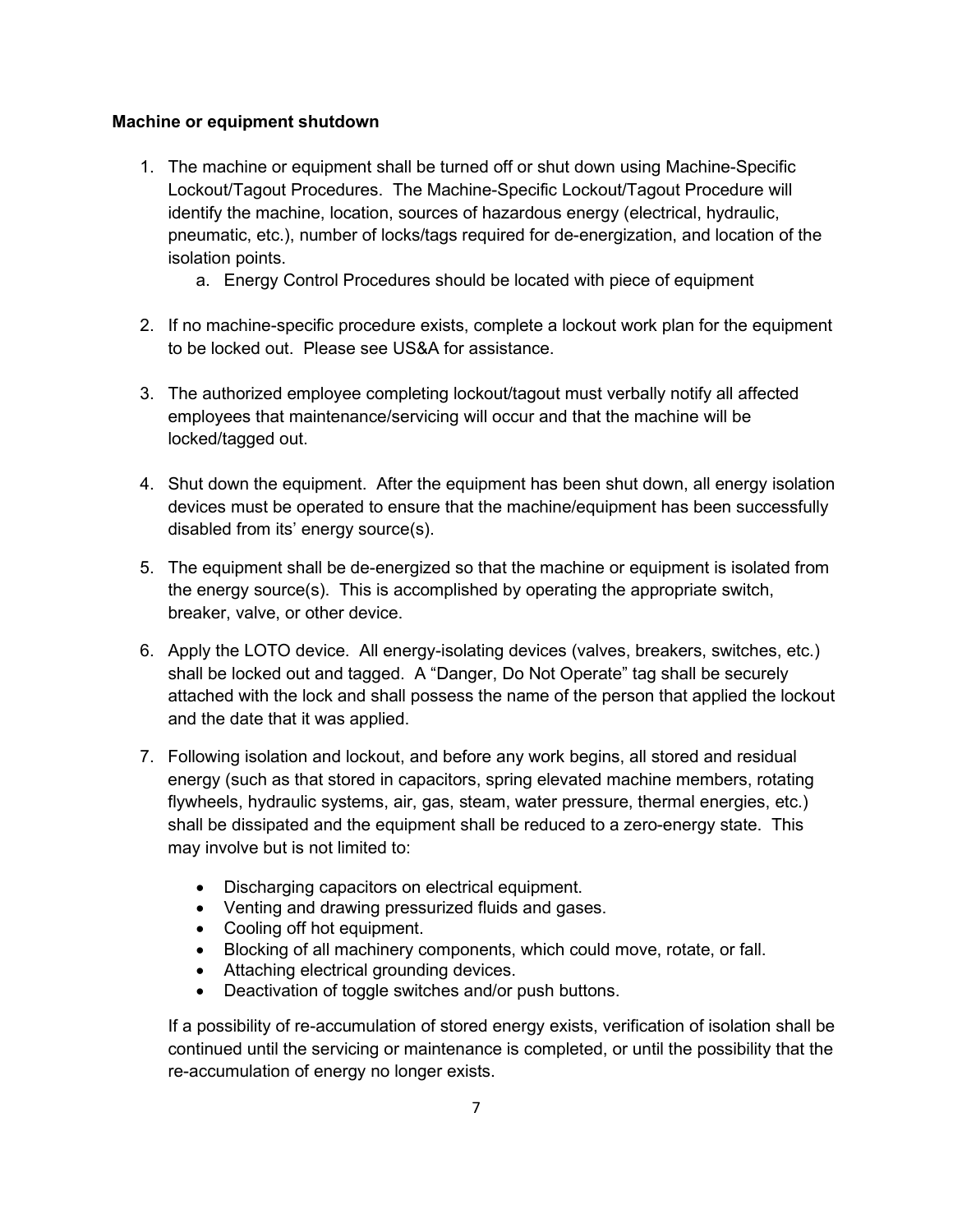**Machine or equipment shutdown**

1. The machine or equipment shall be turned off or shut down using Machine-Specific Lockout/Tagout Procedures. The Machine-Specific Lockout/Tagout Procedure will identify the machine, location, sources of hazardous energy (electrical, hydraulic, pneumatic, etc.), number of locks/tags required for de-energization, and location of the isolation points.
    a. Energy Control Procedures should be located with piece of equipment

2. If no machine-specific procedure exists, complete a lockout work plan for the equipment to be locked out. Please see US&A for assistance.

3. The authorized employee completing lockout/tagout must verbally notify all affected employees that maintenance/servicing will occur and that the machine will be locked/tagged out.

4. Shut down the equipment. After the equipment has been shut down, all energy isolation devices must be operated to ensure that the machine/equipment has been successfully disabled from its' energy source(s).

5. The equipment shall be de-energized so that the machine or equipment is isolated from the energy source(s). This is accomplished by operating the appropriate switch, breaker, valve, or other device.

6. Apply the LOTO device. All energy-isolating devices (valves, breakers, switches, etc.) shall be locked out and tagged. A "Danger, Do Not Operate" tag shall be securely attached with the lock and shall possess the name of the person that applied the lockout and the date that it was applied.

7. Following isolation and lockout, and before any work begins, all stored and residual energy (such as that stored in capacitors, spring elevated machine members, rotating flywheels, hydraulic systems, air, gas, steam, water pressure, thermal energies, etc.) shall be dissipated and the equipment shall be reduced to a zero-energy state. This may involve but is not limited to:

    - Discharging capacitors on electrical equipment.
    - Venting and drawing pressurized fluids and gases.
    - Cooling off hot equipment.
    - Blocking of all machinery components, which could move, rotate, or fall.
    - Attaching electrical grounding devices.
    - Deactivation of toggle switches and/or push buttons.

    If a possibility of re-accumulation of stored energy exists, verification of isolation shall be continued until the servicing or maintenance is completed, or until the possibility that the re-accumulation of energy no longer exists.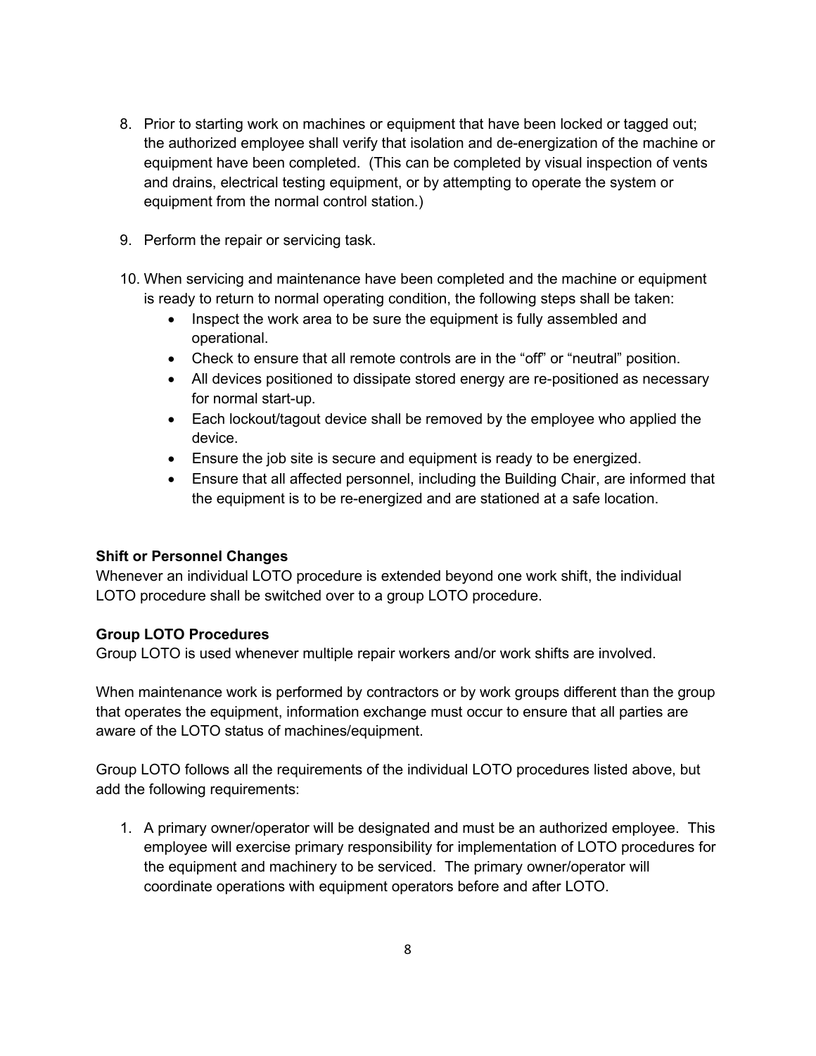8. Prior to starting work on machines or equipment that have been locked or tagged out; the authorized employee shall verify that isolation and de-energization of the machine or equipment have been completed. (This can be completed by visual inspection of vents and drains, electrical testing equipment, or by attempting to operate the system or equipment from the normal control station.)

9. Perform the repair or servicing task.

10. When servicing and maintenance have been completed and the machine or equipment is ready to return to normal operating condition, the following steps shall be taken:
    - Inspect the work area to be sure the equipment is fully assembled and operational.
    - Check to ensure that all remote controls are in the "off" or "neutral" position.
    - All devices positioned to dissipate stored energy are re-positioned as necessary for normal start-up.
    - Each lockout/tagout device shall be removed by the employee who applied the device.
    - Ensure the job site is secure and equipment is ready to be energized.
    - Ensure that all affected personnel, including the Building Chair, are informed that the equipment is to be re-energized and are stationed at a safe location.

**Shift or Personnel Changes**

Whenever an individual LOTO procedure is extended beyond one work shift, the individual LOTO procedure shall be switched over to a group LOTO procedure.

**Group LOTO Procedures**

Group LOTO is used whenever multiple repair workers and/or work shifts are involved.

When maintenance work is performed by contractors or by work groups different than the group that operates the equipment, information exchange must occur to ensure that all parties are aware of the LOTO status of machines/equipment.

Group LOTO follows all the requirements of the individual LOTO procedures listed above, but add the following requirements:

1. A primary owner/operator will be designated and must be an authorized employee. This employee will exercise primary responsibility for implementation of LOTO procedures for the equipment and machinery to be serviced. The primary owner/operator will coordinate operations with equipment operators before and after LOTO.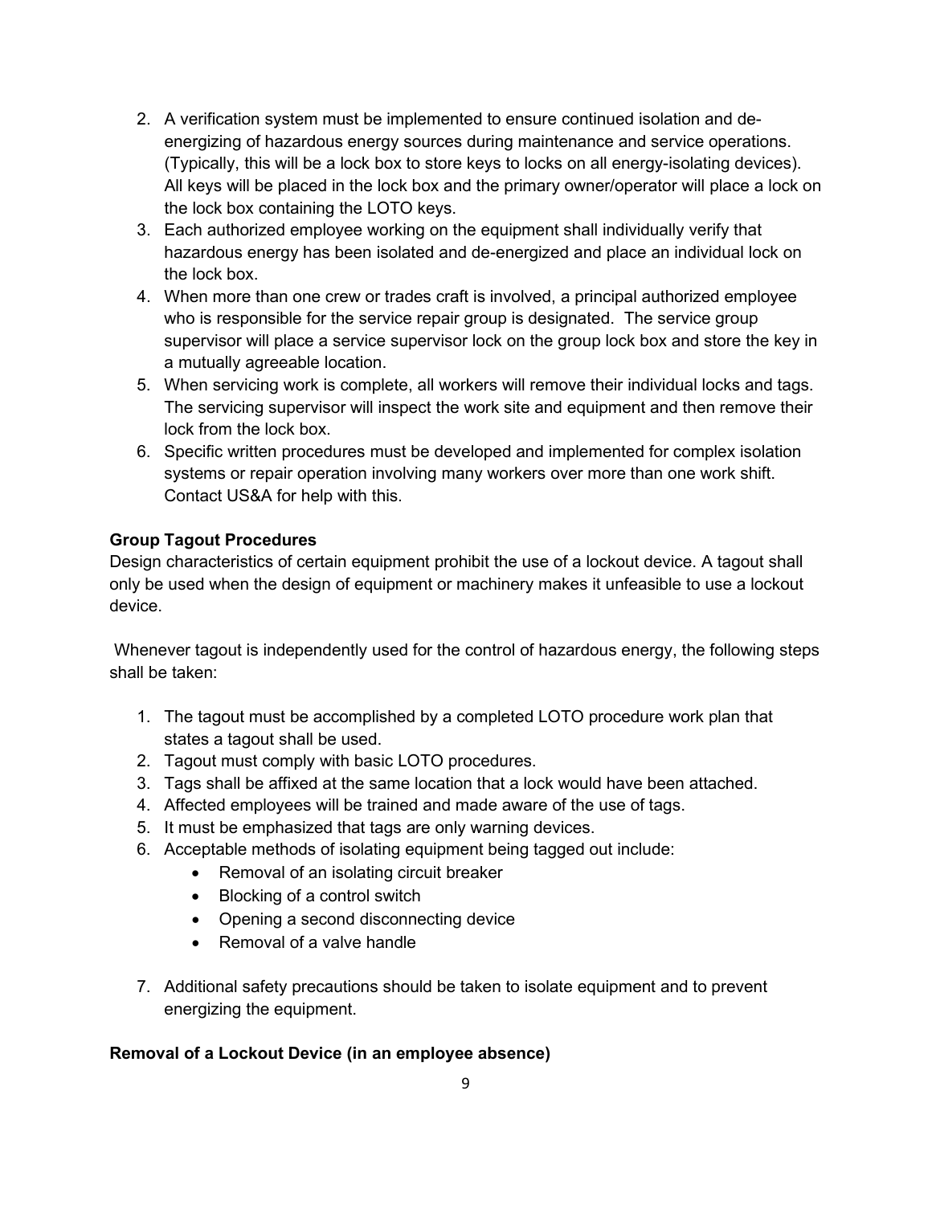2. A verification system must be implemented to ensure continued isolation and de-energizing of hazardous energy sources during maintenance and service operations. (Typically, this will be a lock box to store keys to locks on all energy-isolating devices). All keys will be placed in the lock box and the primary owner/operator will place a lock on the lock box containing the LOTO keys.
3. Each authorized employee working on the equipment shall individually verify that hazardous energy has been isolated and de-energized and place an individual lock on the lock box.
4. When more than one crew or trades craft is involved, a principal authorized employee who is responsible for the service repair group is designated. The service group supervisor will place a service supervisor lock on the group lock box and store the key in a mutually agreeable location.
5. When servicing work is complete, all workers will remove their individual locks and tags. The servicing supervisor will inspect the work site and equipment and then remove their lock from the lock box.
6. Specific written procedures must be developed and implemented for complex isolation systems or repair operation involving many workers over more than one work shift. Contact US&A for help with this.

**Group Tagout Procedures**

Design characteristics of certain equipment prohibit the use of a lockout device. A tagout shall only be used when the design of equipment or machinery makes it unfeasible to use a lockout device.

Whenever tagout is independently used for the control of hazardous energy, the following steps shall be taken:

1. The tagout must be accomplished by a completed LOTO procedure work plan that states a tagout shall be used.
2. Tagout must comply with basic LOTO procedures.
3. Tags shall be affixed at the same location that a lock would have been attached.
4. Affected employees will be trained and made aware of the use of tags.
5. It must be emphasized that tags are only warning devices.
6. Acceptable methods of isolating equipment being tagged out include:
    - Removal of an isolating circuit breaker
    - Blocking of a control switch
    - Opening a second disconnecting device
    - Removal of a valve handle
7. Additional safety precautions should be taken to isolate equipment and to prevent energizing the equipment.

**Removal of a Lockout Device (in an employee absence)**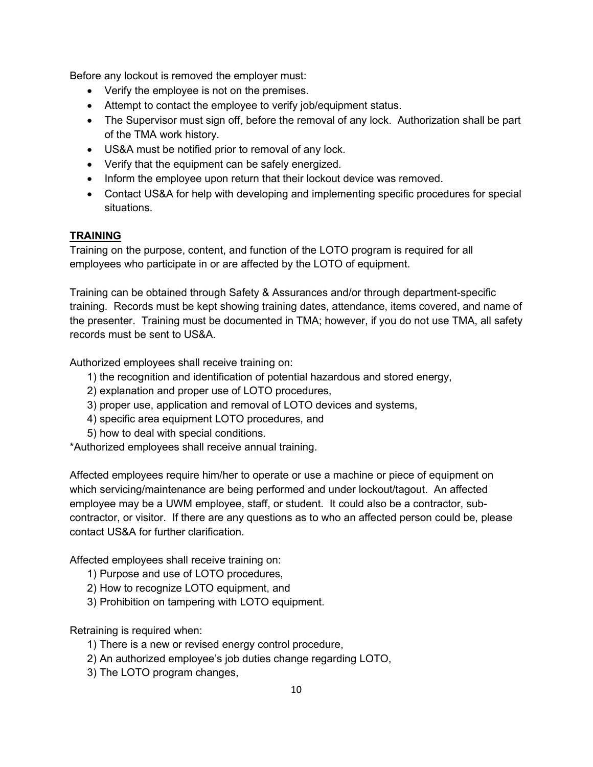Before any lockout is removed the employer must:

- Verify the employee is not on the premises.
- Attempt to contact the employee to verify job/equipment status.
- The Supervisor must sign off, before the removal of any lock. Authorization shall be part of the TMA work history.
- US&A must be notified prior to removal of any lock.
- Verify that the equipment can be safely energized.
- Inform the employee upon return that their lockout device was removed.
- Contact US&A for help with developing and implementing specific procedures for special situations.

## TRAINING

Training on the purpose, content, and function of the LOTO program is required for all employees who participate in or are affected by the LOTO of equipment.

Training can be obtained through Safety & Assurances and/or through department-specific training. Records must be kept showing training dates, attendance, items covered, and name of the presenter. Training must be documented in TMA; however, if you do not use TMA, all safety records must be sent to US&A.

Authorized employees shall receive training on:

1) the recognition and identification of potential hazardous and stored energy,
2) explanation and proper use of LOTO procedures,
3) proper use, application and removal of LOTO devices and systems,
4) specific area equipment LOTO procedures, and
5) how to deal with special conditions.

*Authorized employees shall receive annual training.

Affected employees require him/her to operate or use a machine or piece of equipment on which servicing/maintenance are being performed and under lockout/tagout. An affected employee may be a UWM employee, staff, or student. It could also be a contractor, sub-contractor, or visitor. If there are any questions as to who an affected person could be, please contact US&A for further clarification.

Affected employees shall receive training on:

1) Purpose and use of LOTO procedures,
2) How to recognize LOTO equipment, and
3) Prohibition on tampering with LOTO equipment.

Retraining is required when:

1) There is a new or revised energy control procedure,
2) An authorized employee's job duties change regarding LOTO,
3) The LOTO program changes,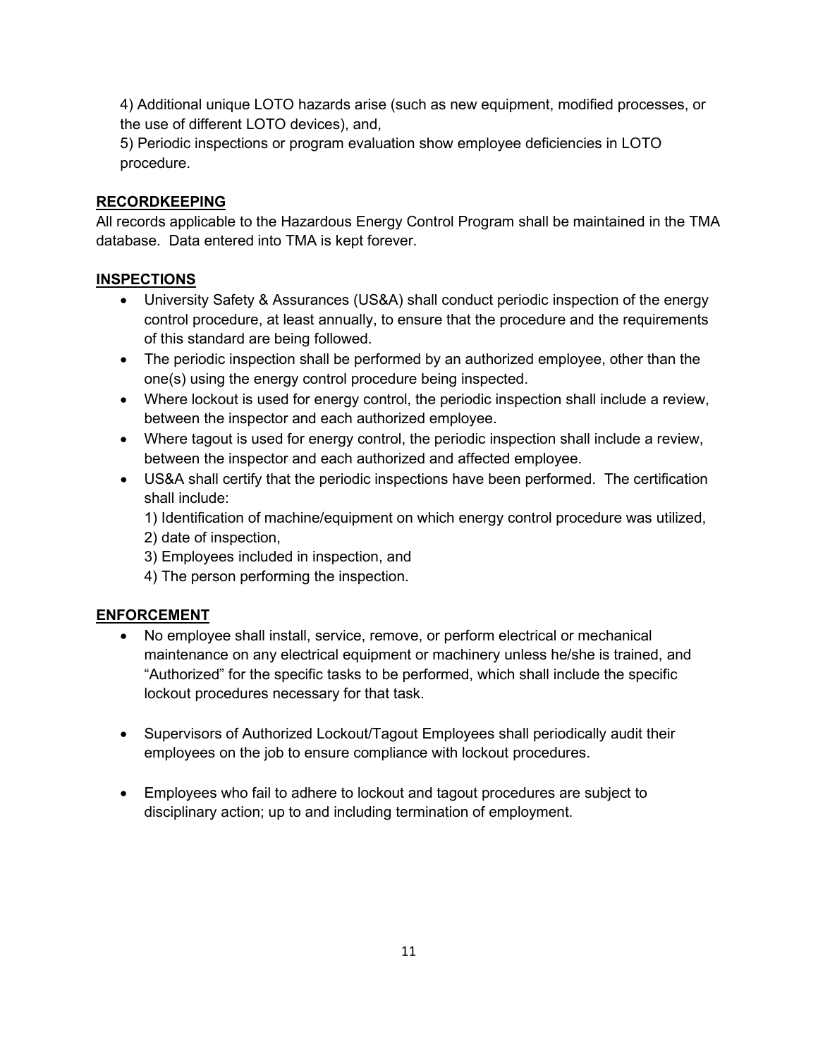4) Additional unique LOTO hazards arise (such as new equipment, modified processes, or the use of different LOTO devices), and,

5) Periodic inspections or program evaluation show employee deficiencies in LOTO procedure.

## RECORDKEEPING

All records applicable to the Hazardous Energy Control Program shall be maintained in the TMA database. Data entered into TMA is kept forever.

## INSPECTIONS

- University Safety & Assurances (US&A) shall conduct periodic inspection of the energy control procedure, at least annually, to ensure that the procedure and the requirements of this standard are being followed.
- The periodic inspection shall be performed by an authorized employee, other than the one(s) using the energy control procedure being inspected.
- Where lockout is used for energy control, the periodic inspection shall include a review, between the inspector and each authorized employee.
- Where tagout is used for energy control, the periodic inspection shall include a review, between the inspector and each authorized and affected employee.
- US&A shall certify that the periodic inspections have been performed. The certification shall include:
  1) Identification of machine/equipment on which energy control procedure was utilized,
  2) date of inspection,
  3) Employees included in inspection, and
  4) The person performing the inspection.

## ENFORCEMENT

- No employee shall install, service, remove, or perform electrical or mechanical maintenance on any electrical equipment or machinery unless he/she is trained, and "Authorized" for the specific tasks to be performed, which shall include the specific lockout procedures necessary for that task.

- Supervisors of Authorized Lockout/Tagout Employees shall periodically audit their employees on the job to ensure compliance with lockout procedures.

- Employees who fail to adhere to lockout and tagout procedures are subject to disciplinary action; up to and including termination of employment.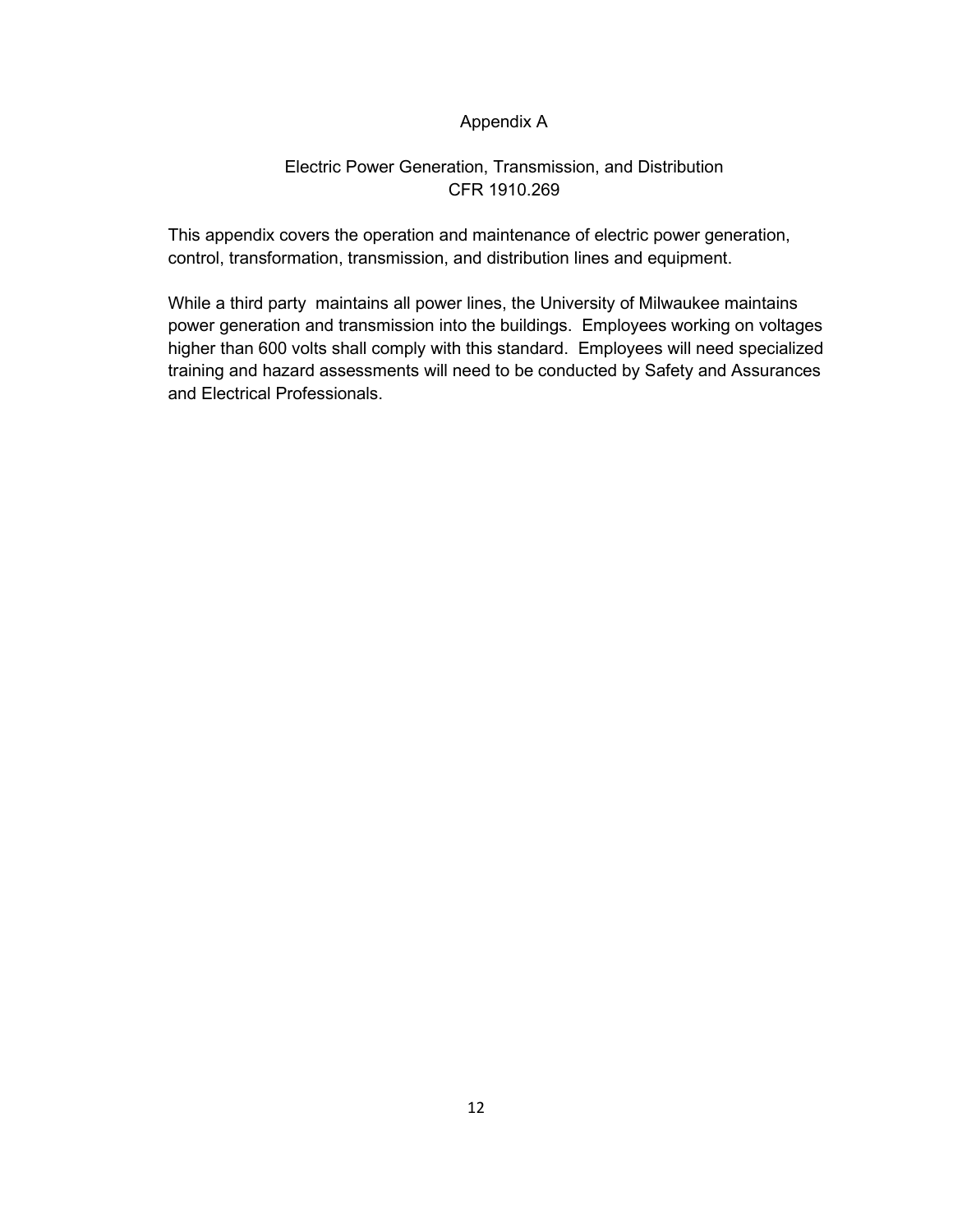# Appendix A

## Electric Power Generation, Transmission, and Distribution
## CFR 1910.269

This appendix covers the operation and maintenance of electric power generation, control, transformation, transmission, and distribution lines and equipment.

While a third party maintains all power lines, the University of Milwaukee maintains power generation and transmission into the buildings. Employees working on voltages higher than 600 volts shall comply with this standard. Employees will need specialized training and hazard assessments will need to be conducted by Safety and Assurances and Electrical Professionals.